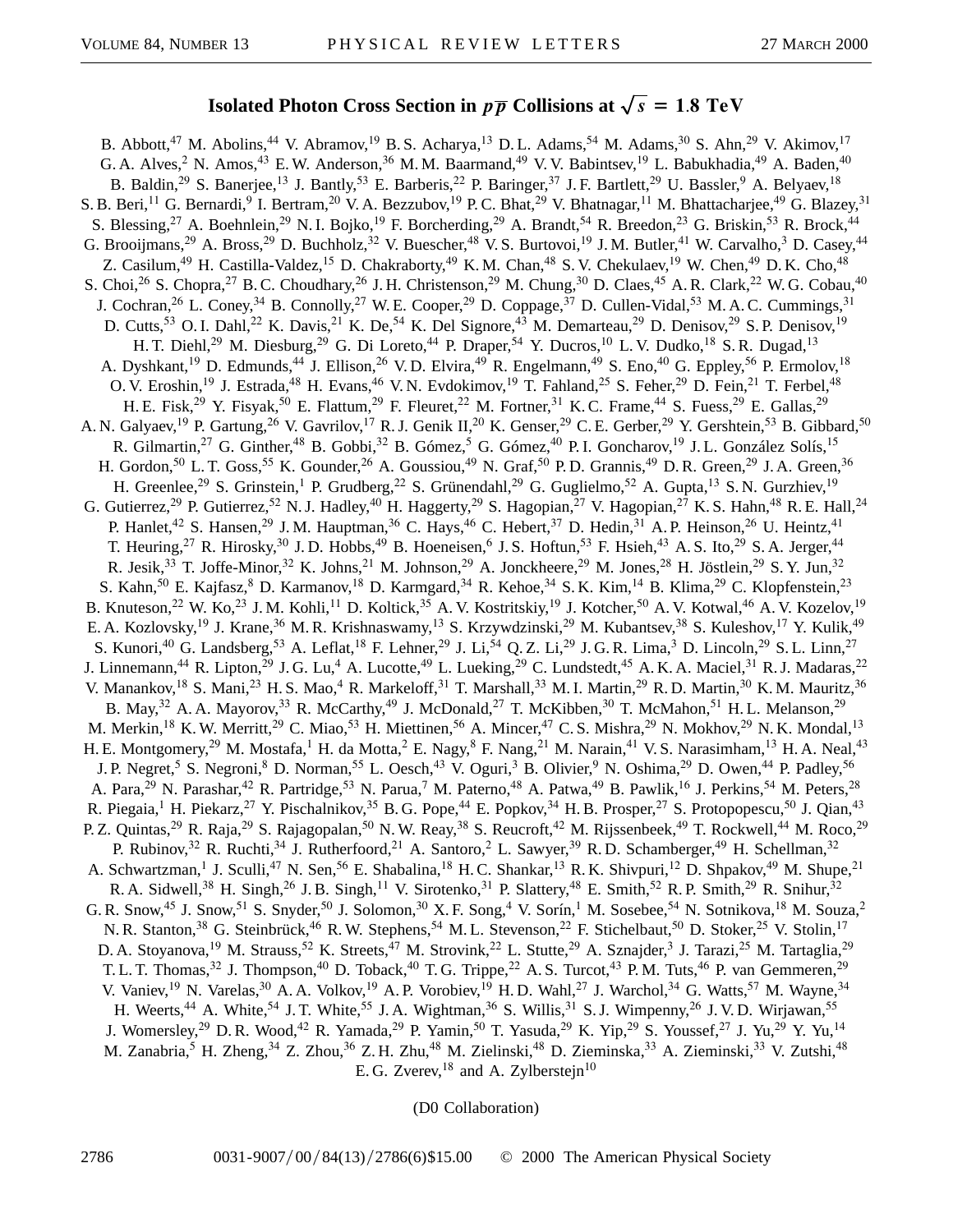# Isolated Photon Cross Section in $p\overline{p}$ Collisions at $\sqrt{s} = 1.8$ TeV

B. Abbott,[47] M. Abolins,[44] V. Abramov,[19] B. S. Acharya,[13] D. L. Adams,[54] M. Adams,[30] S. Ahn,[29] V. Akimov,[17] G. A. Alves,[2] N. Amos,[43] E. W. Anderson,[36] M. M. Baarmand,[49] V. V. Babintsev,[19] L. Babukhadia,[49] A. Baden,[40] B. Baldin,[29] S. Banerjee,[13] J. Bantly,[53] E. Barberis,[22] P. Baringer,[37] J. F. Bartlett,[29] U. Bassler,[9] A. Belyaev,[18] S. B. Beri,[11] G. Bernardi,[9] I. Bertram,[20] V. A. Bezzubov,[19] P. C. Bhat,[29] V. Bhatnagar,[11] M. Bhattacharjee,[49] G. Blazey,[31] S. Blessing,[27] A. Boehnlein,[29] N. I. Bojko,[19] F. Borcherding,[29] A. Brandt,[54] R. Breedon,[23] G. Briskin,[53] R. Brock,[44] G. Brooijmans,[29] A. Bross,[29] D. Buchholz,[32] V. Buescher,[48] V. S. Burtovoi,[19] J. M. Butler,[41] W. Carvalho,[3] D. Casey,[44] Z. Casilum,[49] H. Castilla-Valdez,[15] D. Chakraborty,[49] K. M. Chan,[48] S. V. Chekulaev,[19] W. Chen,[49] D. K. Cho,[48] S. Choi,[26] S. Chopra,[27] B. C. Choudhary,[26] J. H. Christenson,[29] M. Chung,[30] D. Claes,[45] A. R. Clark,[22] W. G. Cobau,[40] J. Cochran,[26] L. Coney,[34] B. Connolly,[27] W. E. Cooper,[29] D. Coppage,[37] D. Cullen-Vidal,[53] M. A. C. Cummings,[31] D. Cutts,[53] O. I. Dahl,[22] K. Davis,[21] K. De,[54] K. Del Signore,[43] M. Demarteau,[29] D. Denisov,[29] S. P. Denisov,[19] H. T. Diehl,[29] M. Diesburg,[29] G. Di Loreto,[44] P. Draper,[54] Y. Ducros,[10] L. V. Dudko,[18] S. R. Dugad,[13] A. Dyshkant,[19] D. Edmunds,[44] J. Ellison,[26] V. D. Elvira,[49] R. Engelmann,[49] S. Eno,[40] G. Eppley,[56] P. Ermolov,[18] O. V. Eroshin,[19] J. Estrada,[48] H. Evans,[46] V. N. Evdokimov,[19] T. Fahland,[25] S. Feher,[29] D. Fein,[21] T. Ferbel,[48] H. E. Fisk,[29] Y. Fisyak,[50] E. Flattum,[29] F. Fleuret,[22] M. Fortner,[31] K. C. Frame,[44] S. Fuess,[29] E. Gallas,[29] A. N. Galyaev,[19] P. Gartung,[26] V. Gavrilov,[17] R. J. Genik II,[20] K. Genser,[29] C. E. Gerber,[29] Y. Gershtein,[53] B. Gibbard,[50] R. Gilmartin,[27] G. Ginther,[48] B. Gobbi,[32] B. Gómez,[5] G. Gómez,[40] P. I. Goncharov,[19] J. L. González Solís,[15] H. Gordon,[50] L. T. Goss,[55] K. Gounder,[26] A. Goussiou,[49] N. Graf,[50] P. D. Grannis,[49] D. R. Green,[29] J. A. Green,[36] H. Greenlee,[29] S. Grinstein,[1] P. Grudberg,[22] S. Grünendahl,[29] G. Guglielmo,[52] A. Gupta,[13] S. N. Gurzhiev,[19] G. Gutierrez,[29] P. Gutierrez,[52] N. J. Hadley,[40] H. Haggerty,[29] S. Hagopian,[27] V. Hagopian,[27] K. S. Hahn,[48] R. E. Hall,[24] P. Hanlet,[42] S. Hansen,[29] J. M. Hauptman,[36] C. Hays,[46] C. Hebert,[37] D. Hedin,[31] A. P. Heinson,[26] U. Heintz,[41] T. Heuring,[27] R. Hirosky,[30] J. D. Hobbs,[49] B. Hoeneisen,[6] J. S. Hoftun,[53] F. Hsieh,[43] A. S. Ito,[29] S. A. Jerger,[44] R. Jesik,[33] T. Joffe-Minor,[32] K. Johns,[21] M. Johnson,[29] A. Jonckheere,[29] M. Jones,[28] H. Jöstlein,[29] S. Y. Jun,[32] S. Kahn,[50] E. Kajfasz,[8] D. Karmanov,[18] D. Karmgard,[34] R. Kehoe,[34] S. K. Kim,[14] B. Klima,[29] C. Klopfenstein,[23] B. Knuteson,[22] W. Ko,[23] J. M. Kohli,[11] D. Koltick,[35] A. V. Kostritskiy,[19] J. Kotcher,[50] A. V. Kotwal,[46] A. V. Kozelov,[19] E. A. Kozlovsky,[19] J. Krane,[36] M. R. Krishnaswamy,[13] S. Krzywdzinski,[29] M. Kubantsev,[38] S. Kuleshov,[17] Y. Kulik,[49] S. Kunori,[40] G. Landsberg,[53] A. Leflat,[18] F. Lehner,[29] J. Li,[54] Q. Z. Li,[29] J. G. R. Lima,[3] D. Lincoln,[29] S. L. Linn,[27] J. Linnemann,[44] R. Lipton,[29] J. G. Lu,[4] A. Lucotte,[49] L. Lueking,[29] C. Lundstedt,[45] A. K. A. Maciel,[31] R. J. Madaras,[22] V. Manankov,[18] S. Mani,[23] H. S. Mao,[4] R. Markeloff,[31] T. Marshall,[33] M. I. Martin,[29] R. D. Martin,[30] K. M. Mauritz,[36] B. May,[32] A. A. Mayorov,[33] R. McCarthy,[49] J. McDonald,[27] T. McKibben,[30] T. McMahon,[51] H. L. Melanson,[29] M. Merkin,[18] K. W. Merritt,[29] C. Miao,[53] H. Miettinen,[56] A. Mincer,[47] C. S. Mishra,[29] N. Mokhov,[29] N. K. Mondal,[13] H. E. Montgomery,[29] M. Mostafa,[1] H. da Motta,[2] E. Nagy,[8] F. Nang,[21] M. Narain,[41] V. S. Narasimham,[13] H. A. Neal,[43] J. P. Negret,[5] S. Negroni,[8] D. Norman,[55] L. Oesch,[43] V. Oguri,[3] B. Olivier,[9] N. Oshima,[29] D. Owen,[44] P. Padley,[56] A. Para,[29] N. Parashar,[42] R. Partridge,[53] N. Parua,[7] M. Paterno,[48] A. Patwa,[49] B. Pawlik,[16] J. Perkins,[54] M. Peters,[28] R. Piegaia,[1] H. Piekarz,[27] Y. Pischalnikov,[35] B. G. Pope,[44] E. Popkov,[34] H. B. Prosper,[27] S. Protopopescu,[50] J. Qian,[43] P. Z. Quintas,[29] R. Raja,[29] S. Rajagopalan,[50] N. W. Reay,[38] S. Reucroft,[42] M. Rijssenbeek,[49] T. Rockwell,[44] M. Roco,[29] P. Rubinov,[32] R. Ruchti,[34] J. Rutherfoord,[21] A. Santoro,[2] L. Sawyer,[39] R. D. Schamberger,[49] H. Schellman,[32] A. Schwartzman,[1] J. Sculli,[47] N. Sen,[56] E. Shabalina,[18] H. C. Shankar,[13] R. K. Shivpuri,[12] D. Shpakov,[49] M. Shupe,[21] R. A. Sidwell,[38] H. Singh,[26] J. B. Singh,[11] V. Sirotenko,[31] P. Slattery,[48] E. Smith,[52] R. P. Smith,[29] R. Snihur,[32] G. R. Snow,[45] J. Snow,[51] S. Snyder,[50] J. Solomon,[30] X. F. Song,[4] V. Sorín,[1] M. Sosebee,[54] N. Sotnikova,[18] M. Souza,[2] N. R. Stanton,[38] G. Steinbrück,[46] R. W. Stephens,[54] M. L. Stevenson,[22] F. Stichelbaut,[50] D. Stoker,[25] V. Stolin,[17] D. A. Stoyanova,[19] M. Strauss,[52] K. Streets,[47] M. Strovink,[22] L. Stutte,[29] A. Sznajder,[3] J. Tarazi,[25] M. Tartaglia,[29] T. L. T. Thomas,[32] J. Thompson,[40] D. Toback,[40] T. G. Trippe,[22] A. S. Turcot,[43] P. M. Tuts,[46] P. van Gemmeren,[29] V. Vaniev,[19] N. Varelas,[30] A. A. Volkov,[19] A. P. Vorobiev,[19] H. D. Wahl,[27] J. Warchol,[34] G. Watts,[57] M. Wayne,[34] H. Weerts,[44] A. White,[54] J. T. White,[55] J. A. Wightman,[36] S. Willis,[31] S. J. Wimpenny,[26] J. V. D. Wirjawan,[55] J. Womersley,[29] D. R. Wood,[42] R. Yamada,[29] P. Yamin,[50] T. Yasuda,[29] K. Yip,[29] S. Youssef,[27] J. Yu,[29] Y. Yu,[14] M. Zanabria,[5] H. Zheng,[34] Z. Zhou,[36] Z. H. Zhu,[48] M. Zielinski,[48] D. Zieminska,[33] A. Zieminski,[33] V. Zutshi,[48] E. G. Zverev,[18] and A. Zylberstejn[10]

(D0 Collaboration)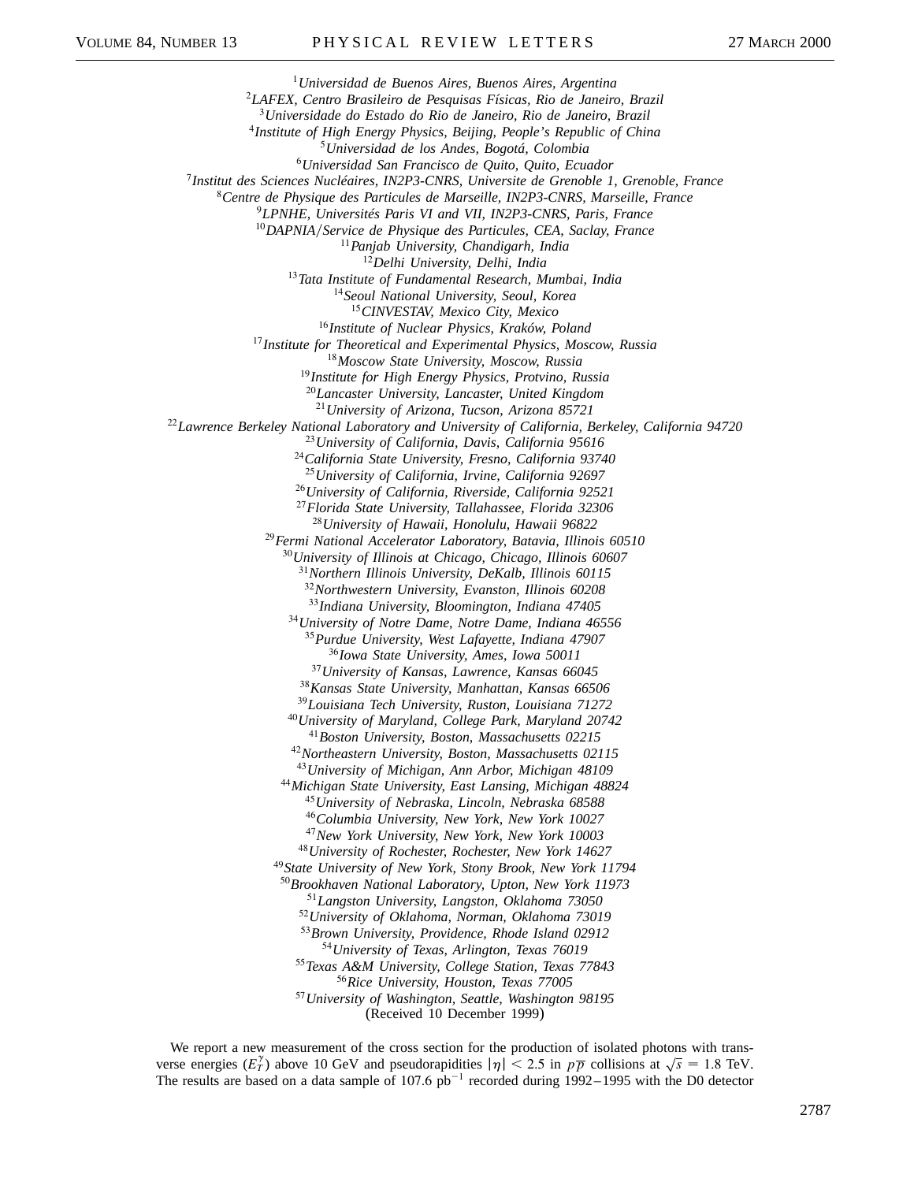[1]*Universidad de Buenos Aires, Buenos Aires, Argentina*
[2]*LAFEX, Centro Brasileiro de Pesquisas Físicas, Rio de Janeiro, Brazil*
[3]*Universidade do Estado do Rio de Janeiro, Rio de Janeiro, Brazil*
[4]*Institute of High Energy Physics, Beijing, People's Republic of China*
[5]*Universidad de los Andes, Bogotá, Colombia*
[6]*Universidad San Francisco de Quito, Quito, Ecuador*
[7]*Institut des Sciences Nucléaires, IN2P3-CNRS, Universite de Grenoble 1, Grenoble, France*
[8]*Centre de Physique des Particules de Marseille, IN2P3-CNRS, Marseille, France*
[9]*LPNHE, Universités Paris VI and VII, IN2P3-CNRS, Paris, France*
[10]*DAPNIA/Service de Physique des Particules, CEA, Saclay, France*
[11]*Panjab University, Chandigarh, India*
[12]*Delhi University, Delhi, India*
[13]*Tata Institute of Fundamental Research, Mumbai, India*
[14]*Seoul National University, Seoul, Korea*
[15]*CINVESTAV, Mexico City, Mexico*
[16]*Institute of Nuclear Physics, Kraków, Poland*
[17]*Institute for Theoretical and Experimental Physics, Moscow, Russia*
[18]*Moscow State University, Moscow, Russia*
[19]*Institute for High Energy Physics, Protvino, Russia*
[20]*Lancaster University, Lancaster, United Kingdom*
[21]*University of Arizona, Tucson, Arizona 85721*
[22]*Lawrence Berkeley National Laboratory and University of California, Berkeley, California 94720*
[23]*University of California, Davis, California 95616*
[24]*California State University, Fresno, California 93740*
[25]*University of California, Irvine, California 92697*
[26]*University of California, Riverside, California 92521*
[27]*Florida State University, Tallahassee, Florida 32306*
[28]*University of Hawaii, Honolulu, Hawaii 96822*
[29]*Fermi National Accelerator Laboratory, Batavia, Illinois 60510*
[30]*University of Illinois at Chicago, Chicago, Illinois 60607*
[31]*Northern Illinois University, DeKalb, Illinois 60115*
[32]*Northwestern University, Evanston, Illinois 60208*
[33]*Indiana University, Bloomington, Indiana 47405*
[34]*University of Notre Dame, Notre Dame, Indiana 46556*
[35]*Purdue University, West Lafayette, Indiana 47907*
[36]*Iowa State University, Ames, Iowa 50011*
[37]*University of Kansas, Lawrence, Kansas 66045*
[38]*Kansas State University, Manhattan, Kansas 66506*
[39]*Louisiana Tech University, Ruston, Louisiana 71272*
[40]*University of Maryland, College Park, Maryland 20742*
[41]*Boston University, Boston, Massachusetts 02215*
[42]*Northeastern University, Boston, Massachusetts 02115*
[43]*University of Michigan, Ann Arbor, Michigan 48109*
[44]*Michigan State University, East Lansing, Michigan 48824*
[45]*University of Nebraska, Lincoln, Nebraska 68588*
[46]*Columbia University, New York, New York 10027*
[47]*New York University, New York, New York 10003*
[48]*University of Rochester, Rochester, New York 14627*
[49]*State University of New York, Stony Brook, New York 11794*
[50]*Brookhaven National Laboratory, Upton, New York 11973*
[51]*Langston University, Langston, Oklahoma 73050*
[52]*University of Oklahoma, Norman, Oklahoma 73019*
[53]*Brown University, Providence, Rhode Island 02912*
[54]*University of Texas, Arlington, Texas 76019*
[55]*Texas A&M University, College Station, Texas 77843*
[56]*Rice University, Houston, Texas 77005*
[57]*University of Washington, Seattle, Washington 98195*
(Received 10 December 1999)

We report a new measurement of the cross section for the production of isolated photons with transverse energies ($E_T^\gamma$) above 10 GeV and pseudorapidities $|\eta| < 2.5$ in $p\overline{p}$ collisions at $\sqrt{s} = 1.8$ TeV. The results are based on a data sample of 107.6 $\text{pb}^{-1}$ recorded during 1992–1995 with the D0 detector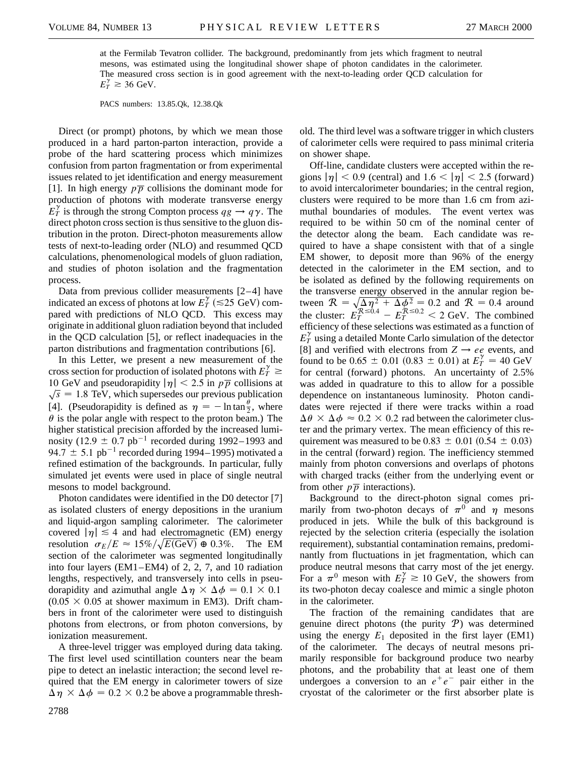at the Fermilab Tevatron collider. The background, predominantly from jets which fragment to neutral mesons, was estimated using the longitudinal shower shape of photon candidates in the calorimeter. The measured cross section is in good agreement with the next-to-leading order QCD calculation for $E_T^\gamma \gtrsim 36$ GeV.

PACS numbers: 13.85.Qk, 12.38.Qk

Direct (or prompt) photons, by which we mean those produced in a hard parton-parton interaction, provide a probe of the hard scattering process which minimizes confusion from parton fragmentation or from experimental issues related to jet identification and energy measurement [1]. In high energy $p\overline{p}$ collisions the dominant mode for production of photons with moderate transverse energy $E_T^\gamma$ is through the strong Compton process $qg \rightarrow q\gamma$. The direct photon cross section is thus sensitive to the gluon distribution in the proton. Direct-photon measurements allow tests of next-to-leading order (NLO) and resummed QCD calculations, phenomenological models of gluon radiation, and studies of photon isolation and the fragmentation process.

Data from previous collider measurements [2–4] have indicated an excess of photons at low $E_T^\gamma$ ($\lesssim$25 GeV) compared with predictions of NLO QCD. This excess may originate in additional gluon radiation beyond that included in the QCD calculation [5], or reflect inadequacies in the parton distributions and fragmentation contributions [6].

In this Letter, we present a new measurement of the cross section for production of isolated photons with $E_T^\gamma \geq 10$ GeV and pseudorapidity $|\eta| < 2.5$ in $p\overline{p}$ collisions at $\sqrt{s} = 1.8$ TeV, which supersedes our previous publication [4]. (Pseudorapidity is defined as $\eta = -\ln\tan\frac{\theta}{2}$, where $\theta$ is the polar angle with respect to the proton beam.) The higher statistical precision afforded by the increased luminosity ($12.9 \pm 0.7$ pb$^{-1}$ recorded during 1992–1993 and $94.7 \pm 5.1$ pb$^{-1}$ recorded during 1994–1995) motivated a refined estimation of the backgrounds. In particular, fully simulated jet events were used in place of single neutral mesons to model background.

Photon candidates were identified in the D0 detector [7] as isolated clusters of energy depositions in the uranium and liquid-argon sampling calorimeter. The calorimeter covered $|\eta| \lesssim 4$ and had electromagnetic (EM) energy resolution $\sigma_E/E \approx 15\%/\sqrt{E(\text{GeV})} \oplus 0.3\%$. The EM section of the calorimeter was segmented longitudinally into four layers (EM1–EM4) of 2, 2, 7, and 10 radiation lengths, respectively, and transversely into cells in pseudorapidity and azimuthal angle $\Delta\eta \times \Delta\phi = 0.1 \times 0.1$ ($0.05 \times 0.05$ at shower maximum in EM3). Drift chambers in front of the calorimeter were used to distinguish photons from electrons, or from photon conversions, by ionization measurement.

A three-level trigger was employed during data taking. The first level used scintillation counters near the beam pipe to detect an inelastic interaction; the second level required that the EM energy in calorimeter towers of size $\Delta\eta \times \Delta\phi = 0.2 \times 0.2$ be above a programmable threshold. The third level was a software trigger in which clusters of calorimeter cells were required to pass minimal criteria on shower shape.

Off-line, candidate clusters were accepted within the regions $|\eta| < 0.9$ (central) and $1.6 < |\eta| < 2.5$ (forward) to avoid intercalorimeter boundaries; in the central region, clusters were required to be more than 1.6 cm from azimuthal boundaries of modules. The event vertex was required to be within 50 cm of the nominal center of the detector along the beam. Each candidate was required to have a shape consistent with that of a single EM shower, to deposit more than 96% of the energy detected in the calorimeter in the EM section, and to be isolated as defined by the following requirements on the transverse energy observed in the annular region between $\mathcal{R} = \sqrt{\Delta\eta^2 + \Delta\phi^2} = 0.2$ and $\mathcal{R} = 0.4$ around the cluster: $E_T^{\mathcal{R}\leq 0.4} - E_T^{\mathcal{R}\leq 0.2} < 2$ GeV. The combined efficiency of these selections was estimated as a function of $E_T^\gamma$ using a detailed Monte Carlo simulation of the detector [8] and verified with electrons from $Z \rightarrow ee$ events, and found to be $0.65 \pm 0.01$ ($0.83 \pm 0.01$) at $E_T^\gamma = 40$ GeV for central (forward) photons. An uncertainty of 2.5% was added in quadrature to this to allow for a possible dependence on instantaneous luminosity. Photon candidates were rejected if there were tracks within a road $\Delta\theta \times \Delta\phi \approx 0.2 \times 0.2$ rad between the calorimeter cluster and the primary vertex. The mean efficiency of this requirement was measured to be $0.83 \pm 0.01$ ($0.54 \pm 0.03$) in the central (forward) region. The inefficiency stemmed mainly from photon conversions and overlaps of photons with charged tracks (either from the underlying event or from other $p\overline{p}$ interactions).

Background to the direct-photon signal comes primarily from two-photon decays of $\pi^0$ and $\eta$ mesons produced in jets. While the bulk of this background is rejected by the selection criteria (especially the isolation requirement), substantial contamination remains, predominantly from fluctuations in jet fragmentation, which can produce neutral mesons that carry most of the jet energy. For a $\pi^0$ meson with $E_T^\gamma \gtrsim 10$ GeV, the showers from its two-photon decay coalesce and mimic a single photon in the calorimeter.

The fraction of the remaining candidates that are genuine direct photons (the purity $\mathcal{P}$) was determined using the energy $E_1$ deposited in the first layer (EM1) of the calorimeter. The decays of neutral mesons primarily responsible for background produce two nearby photons, and the probability that at least one of them undergoes a conversion to an $e^+e^-$ pair either in the cryostat of the calorimeter or the first absorber plate is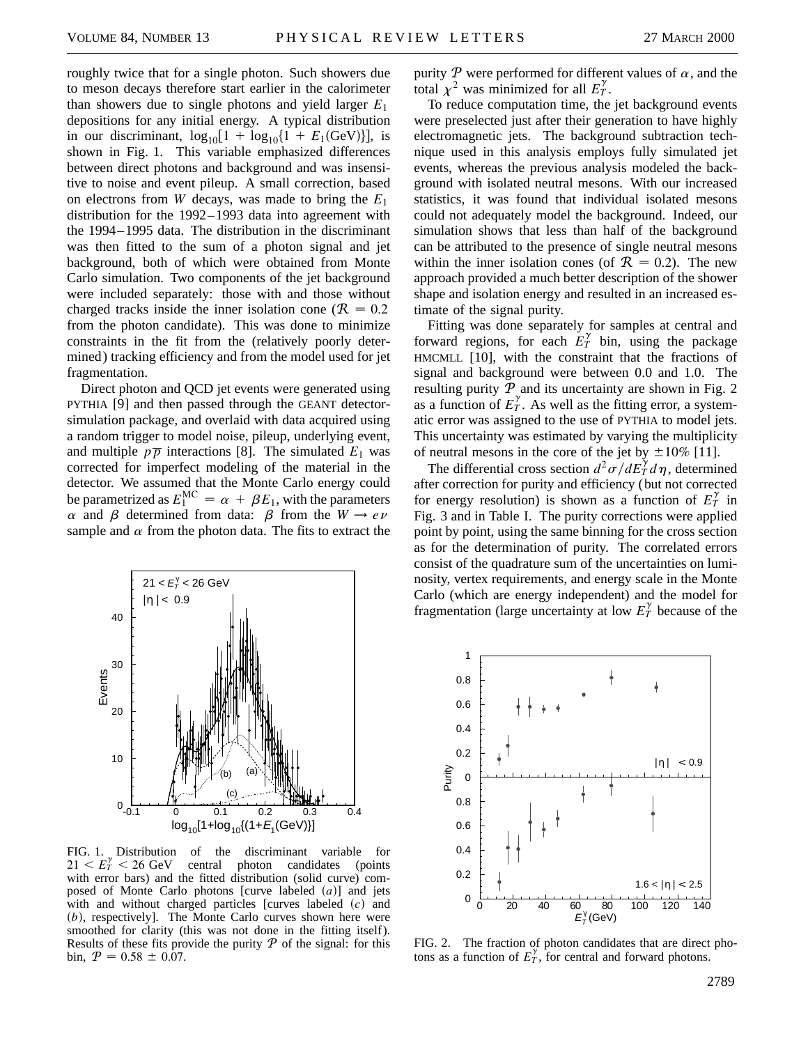roughly twice that for a single photon. Such showers due to meson decays therefore start earlier in the calorimeter than showers due to single photons and yield larger $E_1$ depositions for any initial energy. A typical distribution in our discriminant, $\log_{10}[1 + \log_{10}\{1 + E_1(\text{GeV})\}]$, is shown in Fig. 1. This variable emphasized differences between direct photons and background and was insensitive to noise and event pileup. A small correction, based on electrons from $W$ decays, was made to bring the $E_1$ distribution for the 1992–1993 data into agreement with the 1994–1995 data. The distribution in the discriminant was then fitted to the sum of a photon signal and jet background, both of which were obtained from Monte Carlo simulation. Two components of the jet background were included separately: those with and those without charged tracks inside the inner isolation cone ($\mathcal{R} = 0.2$ from the photon candidate). This was done to minimize constraints in the fit from the (relatively poorly determined) tracking efficiency and from the model used for jet fragmentation.

Direct photon and QCD jet events were generated using PYTHIA [9] and then passed through the GEANT detector-simulation package, and overlaid with data acquired using a random trigger to model noise, pileup, underlying event, and multiple $p\overline{p}$ interactions [8]. The simulated $E_1$ was corrected for imperfect modeling of the material in the detector. We assumed that the Monte Carlo energy could be parametrized as $E_1^{\text{MC}} = \alpha + \beta E_1$, with the parameters $\alpha$ and $\beta$ determined from data: $\beta$ from the $W \rightarrow e\nu$ sample and $\alpha$ from the photon data. The fits to extract the purity $\mathcal{P}$ were performed for different values of $\alpha$, and the total $\chi^2$ was minimized for all $E_T^\gamma$.

To reduce computation time, the jet background events were preselected just after their generation to have highly electromagnetic jets. The background subtraction technique used in this analysis employs fully simulated jet events, whereas the previous analysis modeled the background with isolated neutral mesons. With our increased statistics, it was found that individual isolated mesons could not adequately model the background. Indeed, our simulation shows that less than half of the background can be attributed to the presence of single neutral mesons within the inner isolation cones (of $\mathcal{R} = 0.2$). The new approach provided a much better description of the shower shape and isolation energy and resulted in an increased estimate of the signal purity.

Fitting was done separately for samples at central and forward regions, for each $E_T^\gamma$ bin, using the package HMCMLL [10], with the constraint that the fractions of signal and background were between 0.0 and 1.0. The resulting purity $\mathcal{P}$ and its uncertainty are shown in Fig. 2 as a function of $E_T^\gamma$. As well as the fitting error, a systematic error was assigned to the use of PYTHIA to model jets. This uncertainty was estimated by varying the multiplicity of neutral mesons in the core of the jet by $\pm 10\%$ [11].

The differential cross section $d^2\sigma/dE_T^\gamma d\eta$, determined after correction for purity and efficiency (but not corrected for energy resolution) is shown as a function of $E_T^\gamma$ in Fig. 3 and in Table I. The purity corrections were applied point by point, using the same binning for the cross section as for the determination of purity. The correlated errors consist of the quadrature sum of the uncertainties on luminosity, vertex requirements, and energy scale in the Monte Carlo (which are energy independent) and the model for fragmentation (large uncertainty at low $E_T^\gamma$ because of the

FIG. 1. Distribution of the discriminant variable for $21 < E_T^\gamma < 26$ GeV central photon candidates (points with error bars) and the fitted distribution (solid curve) composed of Monte Carlo photons [curve labeled $(a)$] and jets with and without charged particles [curves labeled $(c)$ and $(b)$, respectively]. The Monte Carlo curves shown here were smoothed for clarity (this was not done in the fitting itself). Results of these fits provide the purity $\mathcal{P}$ of the signal: for this bin, $\mathcal{P} = 0.58 \pm 0.07$.

FIG. 2. The fraction of photon candidates that are direct photons as a function of $E_T^\gamma$, for central and forward photons.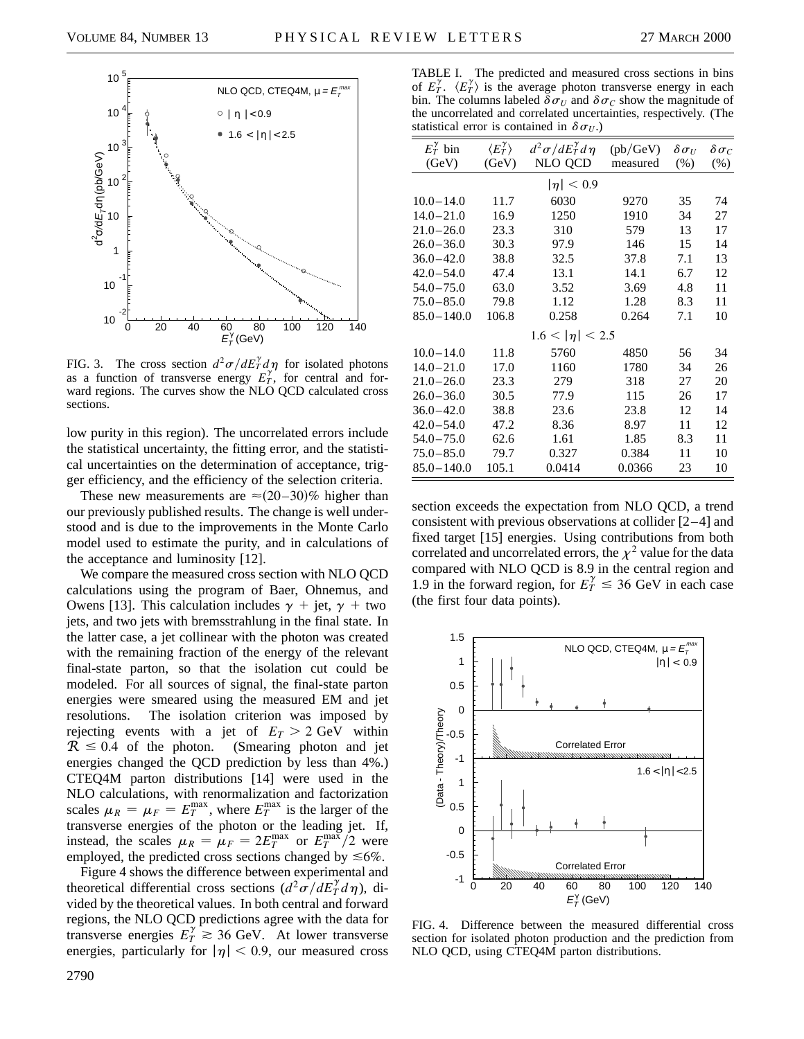FIG. 3. The cross section $d^2\sigma/dE_T^\gamma d\eta$ for isolated photons as a function of transverse energy $E_T^\gamma$, for central and forward regions. The curves show the NLO QCD calculated cross sections.

low purity in this region). The uncorrelated errors include the statistical uncertainty, the fitting error, and the statistical uncertainties on the determination of acceptance, trigger efficiency, and the efficiency of the selection criteria.

These new measurements are $\approx$(20–30)% higher than our previously published results. The change is well understood and is due to the improvements in the Monte Carlo model used to estimate the purity, and in calculations of the acceptance and luminosity [12].

We compare the measured cross section with NLO QCD calculations using the program of Baer, Ohnemus, and Owens [13]. This calculation includes $\gamma$ + jet, $\gamma$ + two jets, and two jets with bremsstrahlung in the final state. In the latter case, a jet collinear with the photon was created with the remaining fraction of the energy of the relevant final-state parton, so that the isolation cut could be modeled. For all sources of signal, the final-state parton energies were smeared using the measured EM and jet resolutions. The isolation criterion was imposed by rejecting events with a jet of $E_T > 2$ GeV within $\mathcal{R} \leq 0.4$ of the photon. (Smearing photon and jet energies changed the QCD prediction by less than 4%.) CTEQ4M parton distributions [14] were used in the NLO calculations, with renormalization and factorization scales $\mu_R = \mu_F = E_T^{\max}$, where $E_T^{\max}$ is the larger of the transverse energies of the photon or the leading jet. If, instead, the scales $\mu_R = \mu_F = 2E_T^{\max}$ or $E_T^{\max}/2$ were employed, the predicted cross sections changed by $\lesssim$6%.

Figure 4 shows the difference between experimental and theoretical differential cross sections ($d^2\sigma/dE_T^\gamma d\eta$), divided by the theoretical values. In both central and forward regions, the NLO QCD predictions agree with the data for transverse energies $E_T^\gamma \gtrsim 36$ GeV. At lower transverse energies, particularly for $|\eta| < 0.9$, our measured cross section exceeds the expectation from NLO QCD, a trend consistent with previous observations at collider [2–4] and fixed target [15] energies. Using contributions from both correlated and uncorrelated errors, the $\chi^2$ value for the data compared with NLO QCD is 8.9 in the central region and 1.9 in the forward region, for $E_T^\gamma \leq 36$ GeV in each case (the first four data points).

TABLE I. The predicted and measured cross sections in bins of $E_T^\gamma$. $\langle E_T^\gamma \rangle$ is the average photon transverse energy in each bin. The columns labeled $\delta\sigma_U$ and $\delta\sigma_C$ show the magnitude of the uncorrelated and correlated uncertainties, respectively. (The statistical error is contained in $\delta\sigma_U$.)

| $E_T^\gamma$ bin (GeV) | $\langle E_T^\gamma \rangle$ (GeV) | $d^2\sigma/dE_T^\gamma d\eta$ NLO QCD | (pb/GeV) measured | $\delta\sigma_U$ (%) | $\delta\sigma_C$ (%) |
|---|---|---|---|---|---|
| | | $\lvert\eta\rvert < 0.9$ | | | |
| 10.0–14.0 | 11.7 | 6030 | 9270 | 35 | 74 |
| 14.0–21.0 | 16.9 | 1250 | 1910 | 34 | 27 |
| 21.0–26.0 | 23.3 | 310 | 579 | 13 | 17 |
| 26.0–36.0 | 30.3 | 97.9 | 146 | 15 | 14 |
| 36.0–42.0 | 38.8 | 32.5 | 37.8 | 7.1 | 13 |
| 42.0–54.0 | 47.4 | 13.1 | 14.1 | 6.7 | 12 |
| 54.0–75.0 | 63.0 | 3.52 | 3.69 | 4.8 | 11 |
| 75.0–85.0 | 79.8 | 1.12 | 1.28 | 8.3 | 11 |
| 85.0–140.0 | 106.8 | 0.258 | 0.264 | 7.1 | 10 |
| | | $1.6 < \lvert\eta\rvert < 2.5$ | | | |
| 10.0–14.0 | 11.8 | 5760 | 4850 | 56 | 34 |
| 14.0–21.0 | 17.0 | 1160 | 1780 | 34 | 26 |
| 21.0–26.0 | 23.3 | 279 | 318 | 27 | 20 |
| 26.0–36.0 | 30.5 | 77.9 | 115 | 26 | 17 |
| 36.0–42.0 | 38.8 | 23.6 | 23.8 | 12 | 14 |
| 42.0–54.0 | 47.2 | 8.36 | 8.97 | 11 | 12 |
| 54.0–75.0 | 62.6 | 1.61 | 1.85 | 8.3 | 11 |
| 75.0–85.0 | 79.7 | 0.327 | 0.384 | 11 | 10 |
| 85.0–140.0 | 105.1 | 0.0414 | 0.0366 | 23 | 10 |

FIG. 4. Difference between the measured differential cross section for isolated photon production and the prediction from NLO QCD, using CTEQ4M parton distributions.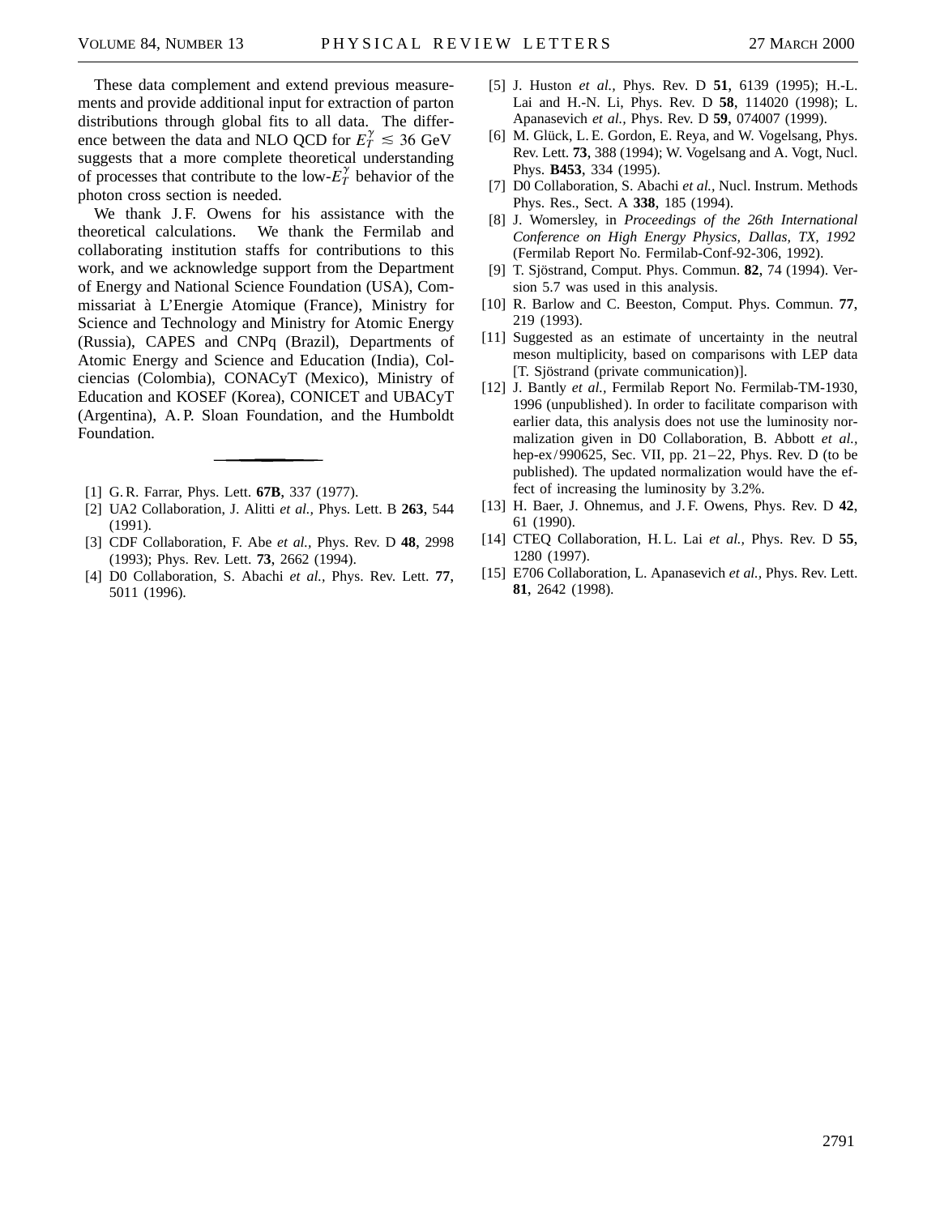These data complement and extend previous measurements and provide additional input for extraction of parton distributions through global fits to all data. The difference between the data and NLO QCD for $E_T^\gamma \lesssim 36$ GeV suggests that a more complete theoretical understanding of processes that contribute to the low-$E_T^\gamma$ behavior of the photon cross section is needed.

We thank J.F. Owens for his assistance with the theoretical calculations. We thank the Fermilab and collaborating institution staffs for contributions to this work, and we acknowledge support from the Department of Energy and National Science Foundation (USA), Commissariat à L'Energie Atomique (France), Ministry for Science and Technology and Ministry for Atomic Energy (Russia), CAPES and CNPq (Brazil), Departments of Atomic Energy and Science and Education (India), Colciencias (Colombia), CONACyT (Mexico), Ministry of Education and KOSEF (Korea), CONICET and UBACyT (Argentina), A.P. Sloan Foundation, and the Humboldt Foundation.

---

[1] G.R. Farrar, Phys. Lett. **67B**, 337 (1977).

[2] UA2 Collaboration, J. Alitti *et al.,* Phys. Lett. B **263**, 544 (1991).

[3] CDF Collaboration, F. Abe *et al.,* Phys. Rev. D **48**, 2998 (1993); Phys. Rev. Lett. **73**, 2662 (1994).

[4] D0 Collaboration, S. Abachi *et al.,* Phys. Rev. Lett. **77**, 5011 (1996).

[5] J. Huston *et al.,* Phys. Rev. D **51**, 6139 (1995); H.-L. Lai and H.-N. Li, Phys. Rev. D **58**, 114020 (1998); L. Apanasevich *et al.,* Phys. Rev. D **59**, 074007 (1999).

[6] M. Glück, L.E. Gordon, E. Reya, and W. Vogelsang, Phys. Rev. Lett. **73**, 388 (1994); W. Vogelsang and A. Vogt, Nucl. Phys. **B453**, 334 (1995).

[7] D0 Collaboration, S. Abachi *et al.,* Nucl. Instrum. Methods Phys. Res., Sect. A **338**, 185 (1994).

[8] J. Womersley, in *Proceedings of the 26th International Conference on High Energy Physics, Dallas, TX, 1992* (Fermilab Report No. Fermilab-Conf-92-306, 1992).

[9] T. Sjöstrand, Comput. Phys. Commun. **82**, 74 (1994). Version 5.7 was used in this analysis.

[10] R. Barlow and C. Beeston, Comput. Phys. Commun. **77**, 219 (1993).

[11] Suggested as an estimate of uncertainty in the neutral meson multiplicity, based on comparisons with LEP data [T. Sjöstrand (private communication)].

[12] J. Bantly *et al.,* Fermilab Report No. Fermilab-TM-1930, 1996 (unpublished). In order to facilitate comparison with earlier data, this analysis does not use the luminosity normalization given in D0 Collaboration, B. Abbott *et al.,* hep-ex/990625, Sec. VII, pp. 21–22, Phys. Rev. D (to be published). The updated normalization would have the effect of increasing the luminosity by 3.2%.

[13] H. Baer, J. Ohnemus, and J.F. Owens, Phys. Rev. D **42**, 61 (1990).

[14] CTEQ Collaboration, H.L. Lai *et al.,* Phys. Rev. D **55**, 1280 (1997).

[15] E706 Collaboration, L. Apanasevich *et al.,* Phys. Rev. Lett. **81**, 2642 (1998).